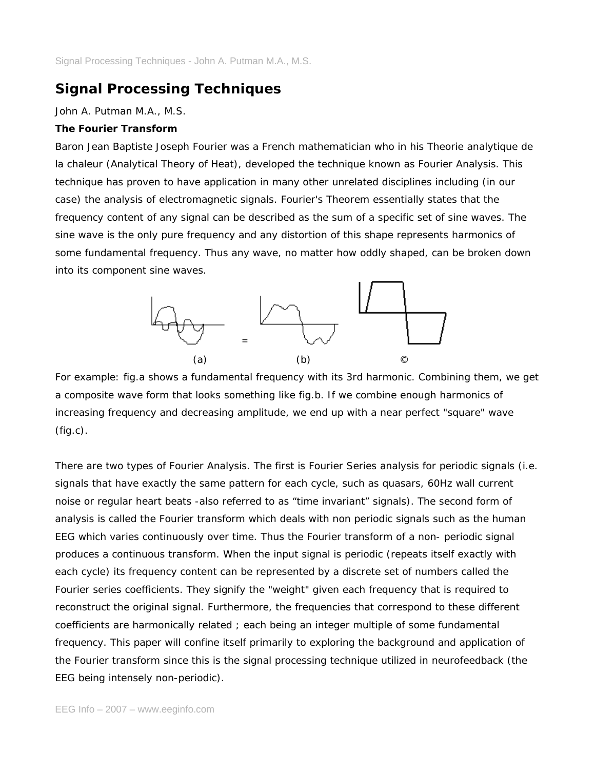# Signal Processing Techniques

John A. Putman M.A., M.S.

**The Fourier Transform**

Baron Jean Baptiste Joseph Fourier was a French mathematician who in his Theorie analytique de la chaleur (Analytical Theory of Heat), developed the technique known as Fourier Analysis. This technique has proven to have application in many other unrelated disciplines including (in our case) the analysis of electromagnetic signals. Fourier's Theorem essentially states that the frequency content of any signal can be described as the sum of a specific set of sine waves. The sine wave is the only pure frequency and any distortion of this shape represents harmonics of some fundamental frequency. Thus any wave, no matter how oddly shaped, can be broken down into its component sine waves.

(a) (b) ©

For example: fig.a shows a fundamental frequency with its 3rd harmonic. Combining them, we get a composite wave form that looks something like fig.b. If we combine enough harmonics of increasing frequency and decreasing amplitude, we end up with a near perfect "square" wave (fig.c).

There are two types of Fourier Analysis. The first is Fourier Series analysis for periodic signals (i.e. signals that have exactly the same pattern for each cycle, such as quasars, 60Hz wall current noise or regular heart beats -also referred to as "time invariant" signals). The second form of analysis is called the Fourier transform which deals with non periodic signals such as the human EEG which varies continuously over time. Thus the Fourier transform of a non- periodic signal produces a continuous transform. When the input signal is periodic (repeats itself exactly with each cycle) its frequency content can be represented by a discrete set of numbers called the Fourier series coefficients. They signify the "weight" given each frequency that is required to reconstruct the original signal. Furthermore, the frequencies that correspond to these different coefficients are harmonically related ; each being an integer multiple of some fundamental frequency. This paper will confine itself primarily to exploring the background and application of the Fourier transform since this is the signal processing technique utilized in neurofeedback (the EEG being intensely non-periodic).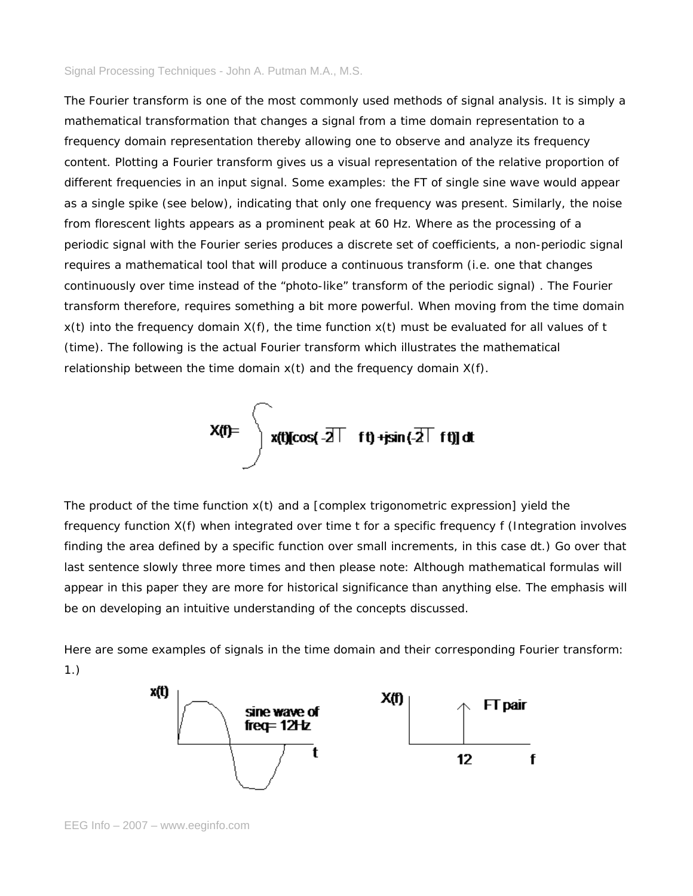The Fourier transform is one of the most commonly used methods of signal analysis. It is simply a mathematical transformation that changes a signal from a time domain representation to a frequency domain representation thereby allowing one to observe and analyze its frequency content. Plotting a Fourier transform gives us a visual representation of the relative proportion of different frequencies in an input signal. Some examples: the FT of single sine wave would appear as a single spike (see below), indicating that only one frequency was present. Similarly, the noise from florescent lights appears as a prominent peak at 60 Hz. Where as the processing of a periodic signal with the Fourier series produces a discrete set of coefficients, a non-periodic signal requires a mathematical tool that will produce a continuous transform (i.e. one that changes continuously over time instead of the "photo-like" transform of the periodic signal) . The Fourier transform therefore, requires something a bit more powerful. When moving from the time domain x(t) into the frequency domain X(f), the time function x(t) must be evaluated for all values of t (time). The following is the actual Fourier transform which illustrates the mathematical relationship between the time domain x(t) and the frequency domain X(f).

$$X(f) = \int x(t)[\cos(-2\pi ft) + j\sin(-2\pi ft)]\,dt$$

The product of the time function x(t) and a [complex trigonometric expression] yield the frequency function X(f) when integrated over time t for a specific frequency f (Integration involves finding the area defined by a specific function over small increments, in this case dt.) Go over that last sentence slowly three more times and then please note: Although mathematical formulas will appear in this paper they are more for historical significance than anything else. The emphasis will be on developing an intuitive understanding of the concepts discussed.

Here are some examples of signals in the time domain and their corresponding Fourier transform:

1.)

x(t) — sine wave of freq= 12Hz — t

X(f) — FT pair — 12 — f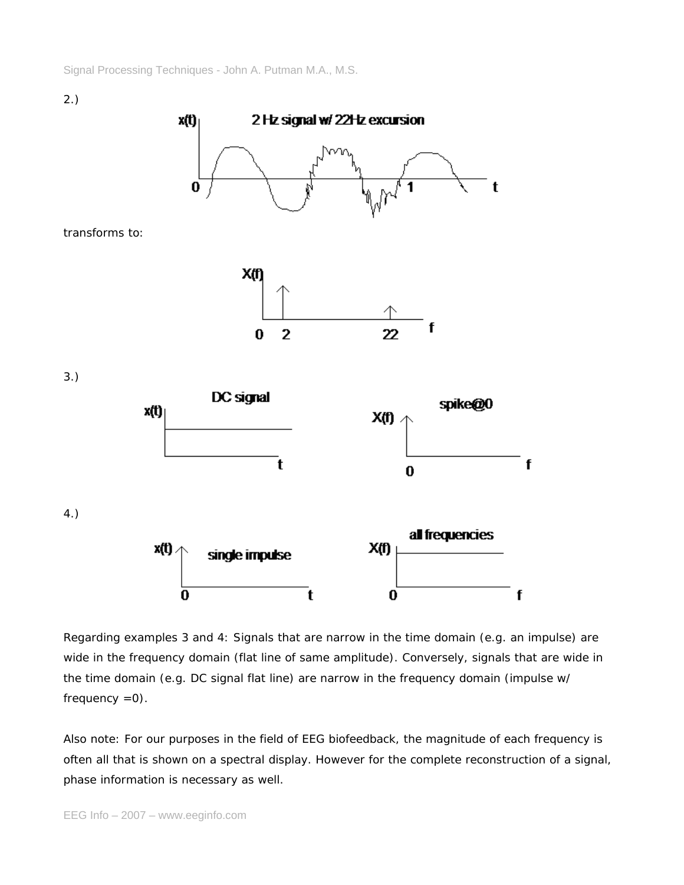2.)

2 Hz signal w/ 22Hz excursion

transforms to:

3.)

DC signal

spike@0

4.)

single impulse

all frequencies

Regarding examples 3 and 4: Signals that are narrow in the time domain (e.g. an impulse) are wide in the frequency domain (flat line of same amplitude). Conversely, signals that are wide in the time domain (e.g. DC signal flat line) are narrow in the frequency domain (impulse w/ frequency =0).

Also note: For our purposes in the field of EEG biofeedback, the magnitude of each frequency is often all that is shown on a spectral display. However for the complete reconstruction of a signal, phase information is necessary as well.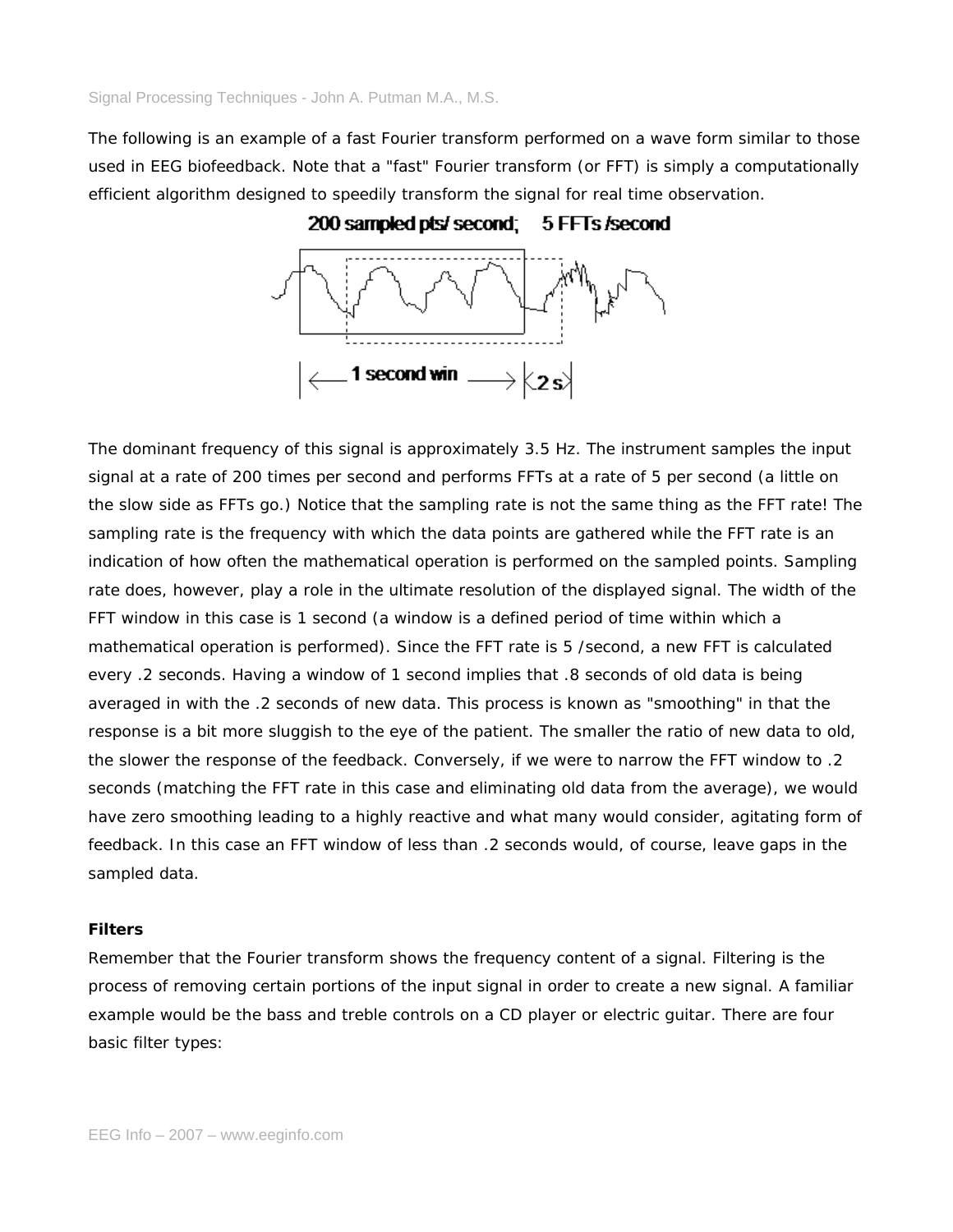The following is an example of a fast Fourier transform performed on a wave form similar to those used in EEG biofeedback. Note that a "fast" Fourier transform (or FFT) is simply a computationally efficient algorithm designed to speedily transform the signal for real time observation.

200 sampled pts/ second; 5 FFTs /second

1 second win ⟶ .2 s

The dominant frequency of this signal is approximately 3.5 Hz. The instrument samples the input signal at a rate of 200 times per second and performs FFTs at a rate of 5 per second (a little on the slow side as FFTs go.) Notice that the sampling rate is not the same thing as the FFT rate! The sampling rate is the frequency with which the data points are gathered while the FFT rate is an indication of how often the mathematical operation is performed on the sampled points. Sampling rate does, however, play a role in the ultimate resolution of the displayed signal. The width of the FFT window in this case is 1 second (a window is a defined period of time within which a mathematical operation is performed). Since the FFT rate is 5 /second, a new FFT is calculated every .2 seconds. Having a window of 1 second implies that .8 seconds of old data is being averaged in with the .2 seconds of new data. This process is known as "smoothing" in that the response is a bit more sluggish to the eye of the patient. The smaller the ratio of new data to old, the slower the response of the feedback. Conversely, if we were to narrow the FFT window to .2 seconds (matching the FFT rate in this case and eliminating old data from the average), we would have zero smoothing leading to a highly reactive and what many would consider, agitating form of feedback. In this case an FFT window of less than .2 seconds would, of course, leave gaps in the sampled data.

**Filters**

Remember that the Fourier transform shows the frequency content of a signal. Filtering is the process of removing certain portions of the input signal in order to create a new signal. A familiar example would be the bass and treble controls on a CD player or electric guitar. There are four basic filter types: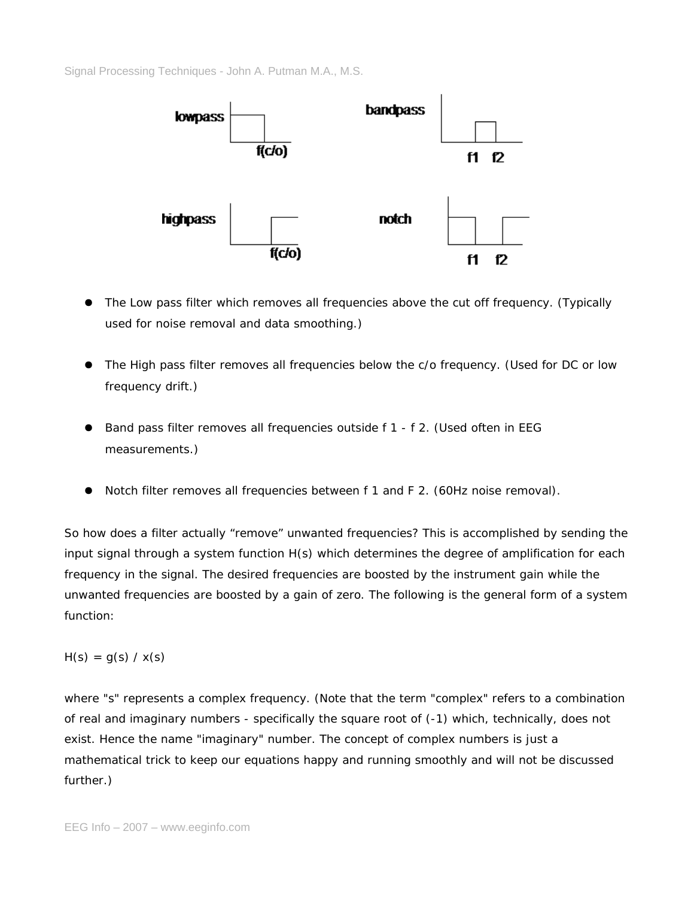- The Low pass filter which removes all frequencies above the cut off frequency. (Typically used for noise removal and data smoothing.)

- The High pass filter removes all frequencies below the c/o frequency. (Used for DC or low frequency drift.)

- Band pass filter removes all frequencies outside f 1 - f 2. (Used often in EEG measurements.)

- Notch filter removes all frequencies between f 1 and F 2. (60Hz noise removal).

So how does a filter actually "remove" unwanted frequencies? This is accomplished by sending the input signal through a system function H(s) which determines the degree of amplification for each frequency in the signal. The desired frequencies are boosted by the instrument gain while the unwanted frequencies are boosted by a gain of zero. The following is the general form of a system function:

$H(s) = g(s) / x(s)$

where "s" represents a complex frequency. (Note that the term "complex" refers to a combination of real and imaginary numbers - specifically the square root of (-1) which, technically, does not exist. Hence the name "imaginary" number. The concept of complex numbers is just a mathematical trick to keep our equations happy and running smoothly and will not be discussed further.)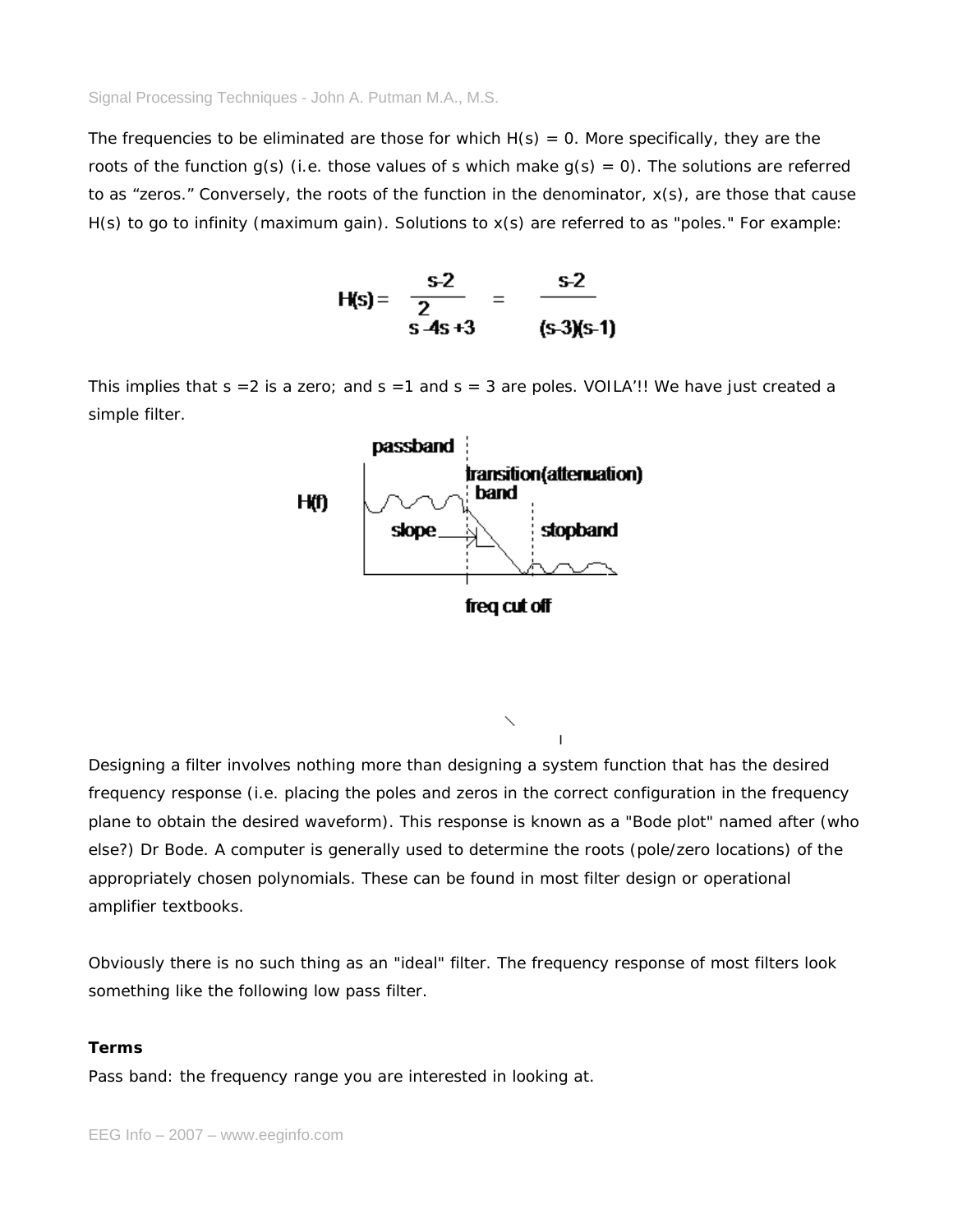The frequencies to be eliminated are those for which H(s) = 0. More specifically, they are the roots of the function g(s) (i.e. those values of s which make g(s) = 0). The solutions are referred to as “zeros.” Conversely, the roots of the function in the denominator, x(s), are those that cause H(s) to go to infinity (maximum gain). Solutions to x(s) are referred to as "poles." For example:

$$H(s) = \frac{s-2}{s^2-4s+3} = \frac{s-2}{(s-3)(s-1)}$$

This implies that s =2 is a zero; and s =1 and s = 3 are poles. VOILA'!! We have just created a simple filter.

Designing a filter involves nothing more than designing a system function that has the desired frequency response (i.e. placing the poles and zeros in the correct configuration in the frequency plane to obtain the desired waveform). This response is known as a "Bode plot" named after (who else?) Dr Bode. A computer is generally used to determine the roots (pole/zero locations) of the appropriately chosen polynomials. These can be found in most filter design or operational amplifier textbooks.

Obviously there is no such thing as an "ideal" filter. The frequency response of most filters look something like the following low pass filter.

**Terms**

Pass band: the frequency range you are interested in looking at.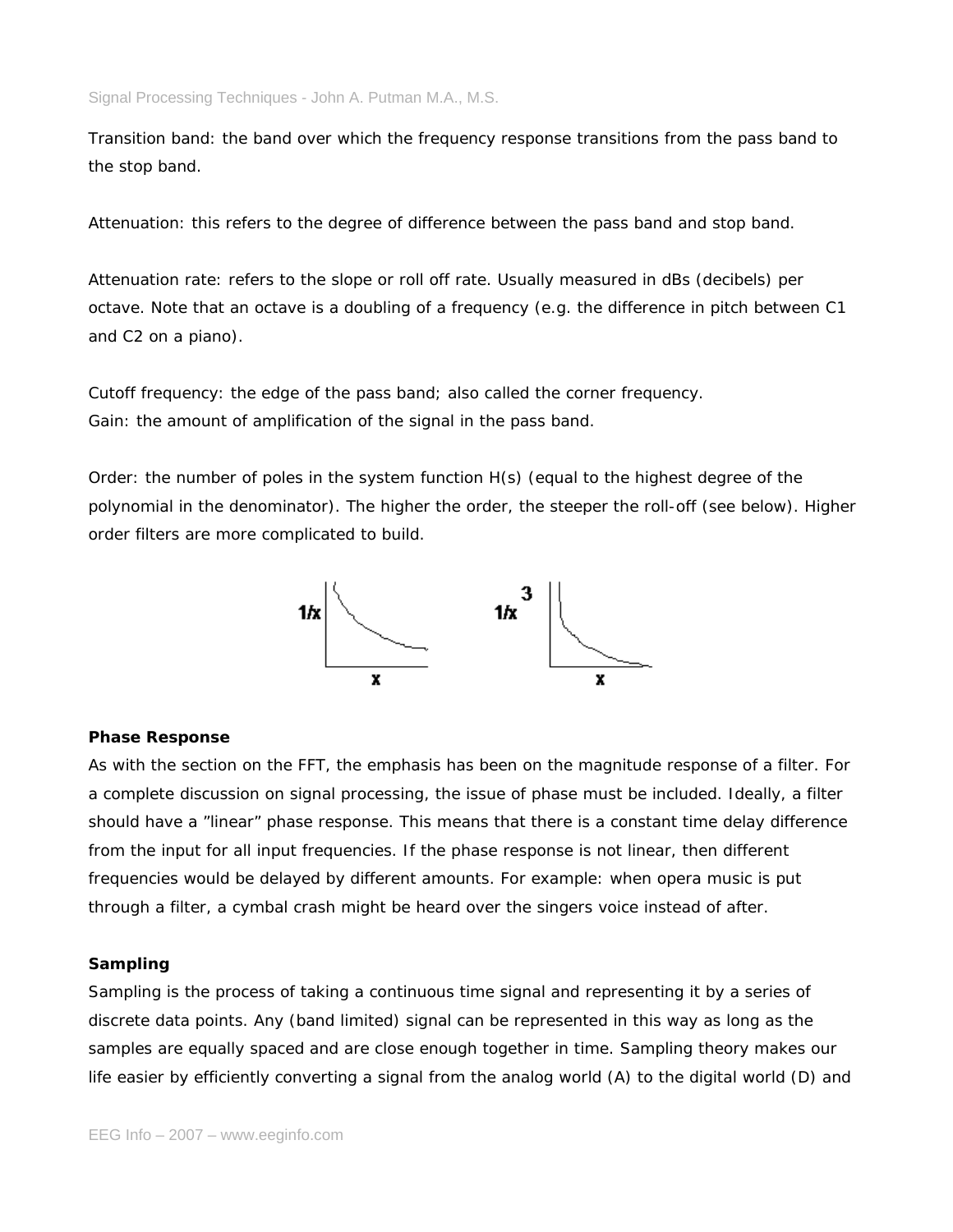Transition band: the band over which the frequency response transitions from the pass band to the stop band.

Attenuation: this refers to the degree of difference between the pass band and stop band.

Attenuation rate: refers to the slope or roll off rate. Usually measured in dBs (decibels) per octave. Note that an octave is a doubling of a frequency (e.g. the difference in pitch between C1 and C2 on a piano).

Cutoff frequency: the edge of the pass band; also called the corner frequency.
Gain: the amount of amplification of the signal in the pass band.

Order: the number of poles in the system function H(s) (equal to the highest degree of the polynomial in the denominator). The higher the order, the steeper the roll-off (see below). Higher order filters are more complicated to build.

### Phase Response

As with the section on the FFT, the emphasis has been on the magnitude response of a filter. For a complete discussion on signal processing, the issue of phase must be included. Ideally, a filter should have a "linear" phase response. This means that there is a constant time delay difference from the input for all input frequencies. If the phase response is not linear, then different frequencies would be delayed by different amounts. For example: when opera music is put through a filter, a cymbal crash might be heard over the singers voice instead of after.

### Sampling

Sampling is the process of taking a continuous time signal and representing it by a series of discrete data points. Any (band limited) signal can be represented in this way as long as the samples are equally spaced and are close enough together in time. Sampling theory makes our life easier by efficiently converting a signal from the analog world (A) to the digital world (D) and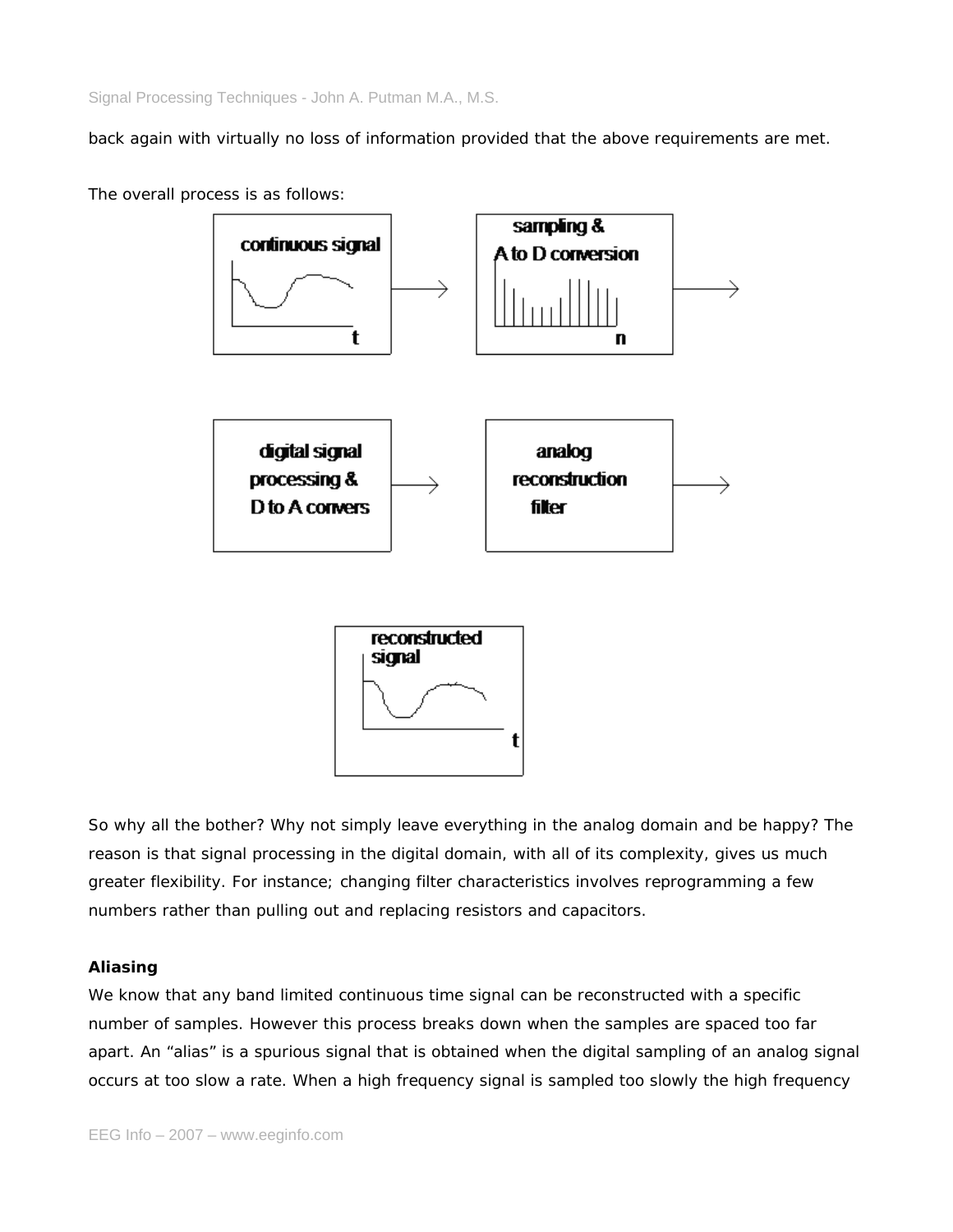back again with virtually no loss of information provided that the above requirements are met.

The overall process is as follows:

So why all the bother? Why not simply leave everything in the analog domain and be happy? The reason is that signal processing in the digital domain, with all of its complexity, gives us much greater flexibility. For instance; changing filter characteristics involves reprogramming a few numbers rather than pulling out and replacing resistors and capacitors.

**Aliasing**

We know that any band limited continuous time signal can be reconstructed with a specific number of samples. However this process breaks down when the samples are spaced too far apart. An "alias" is a spurious signal that is obtained when the digital sampling of an analog signal occurs at too slow a rate. When a high frequency signal is sampled too slowly the high frequency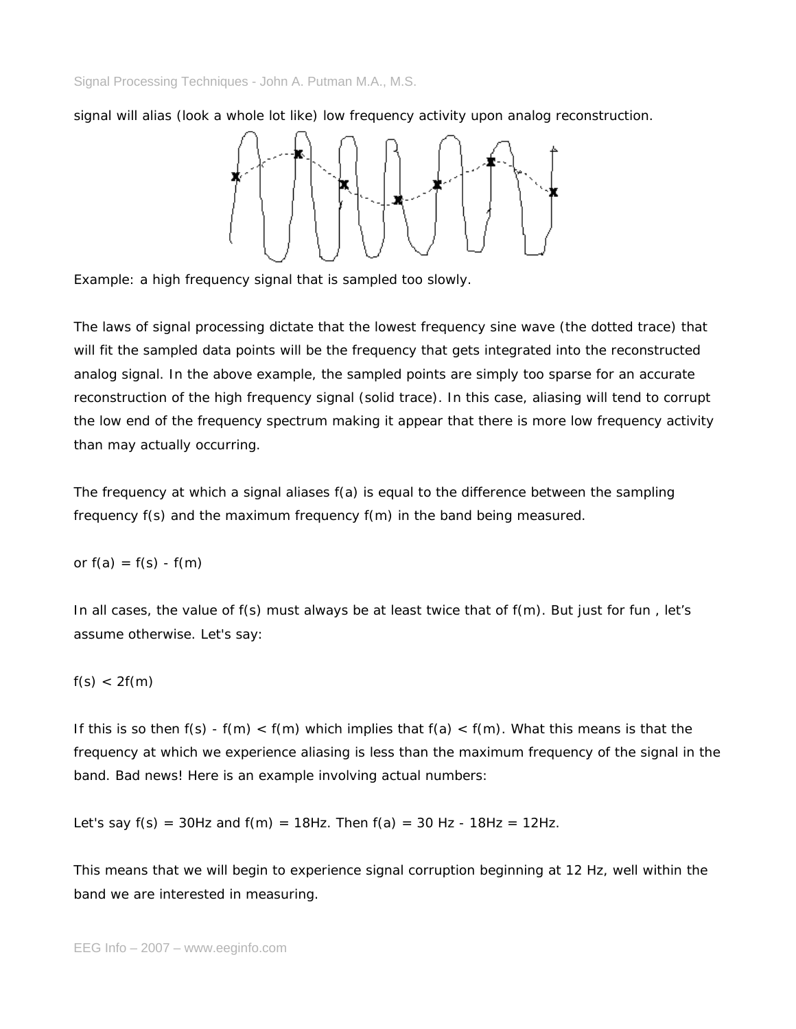signal will alias (look a whole lot like) low frequency activity upon analog reconstruction.

Example: a high frequency signal that is sampled too slowly.

The laws of signal processing dictate that the lowest frequency sine wave (the dotted trace) that will fit the sampled data points will be the frequency that gets integrated into the reconstructed analog signal. In the above example, the sampled points are simply too sparse for an accurate reconstruction of the high frequency signal (solid trace). In this case, aliasing will tend to corrupt the low end of the frequency spectrum making it appear that there is more low frequency activity than may actually occurring.

The frequency at which a signal aliases $f(a)$ is equal to the difference between the sampling frequency $f(s)$ and the maximum frequency $f(m)$ in the band being measured.

or $f(a) = f(s) - f(m)$

In all cases, the value of $f(s)$ must always be at least twice that of $f(m)$. But just for fun , let's assume otherwise. Let's say:

$f(s) < 2f(m)$

If this is so then $f(s) - f(m) < f(m)$ which implies that $f(a) < f(m)$. What this means is that the frequency at which we experience aliasing is less than the maximum frequency of the signal in the band. Bad news! Here is an example involving actual numbers:

Let's say $f(s) = 30\text{Hz}$ and $f(m) = 18\text{Hz}$. Then $f(a) = 30\text{ Hz} - 18\text{Hz} = 12\text{Hz}$.

This means that we will begin to experience signal corruption beginning at 12 Hz, well within the band we are interested in measuring.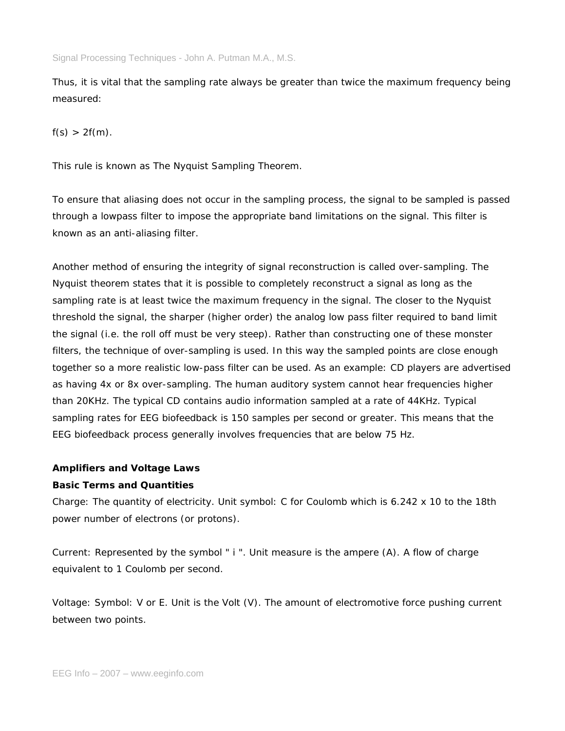Thus, it is vital that the sampling rate always be greater than twice the maximum frequency being measured:

$f(s) > 2f(m)$.

This rule is known as The Nyquist Sampling Theorem.

To ensure that aliasing does not occur in the sampling process, the signal to be sampled is passed through a lowpass filter to impose the appropriate band limitations on the signal. This filter is known as an anti-aliasing filter.

Another method of ensuring the integrity of signal reconstruction is called over-sampling. The Nyquist theorem states that it is possible to completely reconstruct a signal as long as the sampling rate is at least twice the maximum frequency in the signal. The closer to the Nyquist threshold the signal, the sharper (higher order) the analog low pass filter required to band limit the signal (i.e. the roll off must be very steep). Rather than constructing one of these monster filters, the technique of over-sampling is used. In this way the sampled points are close enough together so a more realistic low-pass filter can be used. As an example: CD players are advertised as having 4x or 8x over-sampling. The human auditory system cannot hear frequencies higher than 20KHz. The typical CD contains audio information sampled at a rate of 44KHz. Typical sampling rates for EEG biofeedback is 150 samples per second or greater. This means that the EEG biofeedback process generally involves frequencies that are below 75 Hz.

**Amplifiers and Voltage Laws**

**Basic Terms and Quantities**

Charge: The quantity of electricity. Unit symbol: C for Coulomb which is 6.242 x 10 to the 18th power number of electrons (or protons).

Current: Represented by the symbol " i ". Unit measure is the ampere (A). A flow of charge equivalent to 1 Coulomb per second.

Voltage: Symbol: V or E. Unit is the Volt (V). The amount of electromotive force pushing current between two points.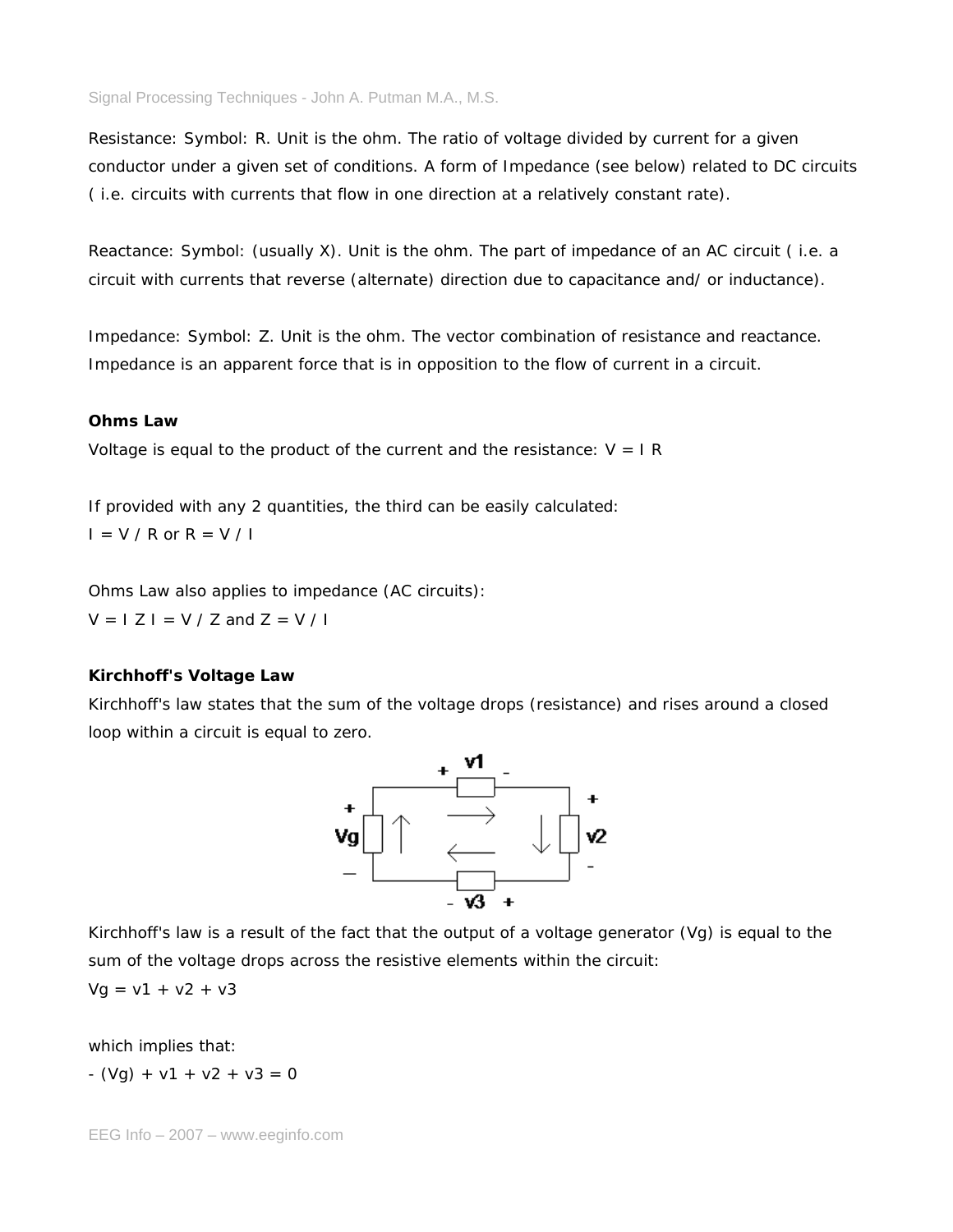Resistance: Symbol: R. Unit is the ohm. The ratio of voltage divided by current for a given conductor under a given set of conditions. A form of Impedance (see below) related to DC circuits ( i.e. circuits with currents that flow in one direction at a relatively constant rate).

Reactance: Symbol: (usually X). Unit is the ohm. The part of impedance of an AC circuit ( i.e. a circuit with currents that reverse (alternate) direction due to capacitance and/ or inductance).

Impedance: Symbol: Z. Unit is the ohm. The vector combination of resistance and reactance. Impedance is an apparent force that is in opposition to the flow of current in a circuit.

**Ohms Law**

Voltage is equal to the product of the current and the resistance: $V = I R$

If provided with any 2 quantities, the third can be easily calculated:
$I = V / R$ or $R = V / I$

Ohms Law also applies to impedance (AC circuits):
$V = I Z$ $I = V / Z$ and $Z = V / I$

**Kirchhoff's Voltage Law**

Kirchhoff's law states that the sum of the voltage drops (resistance) and rises around a closed loop within a circuit is equal to zero.

Kirchhoff's law is a result of the fact that the output of a voltage generator (Vg) is equal to the sum of the voltage drops across the resistive elements within the circuit:
$Vg = v1 + v2 + v3$

which implies that:
$-(Vg) + v1 + v2 + v3 = 0$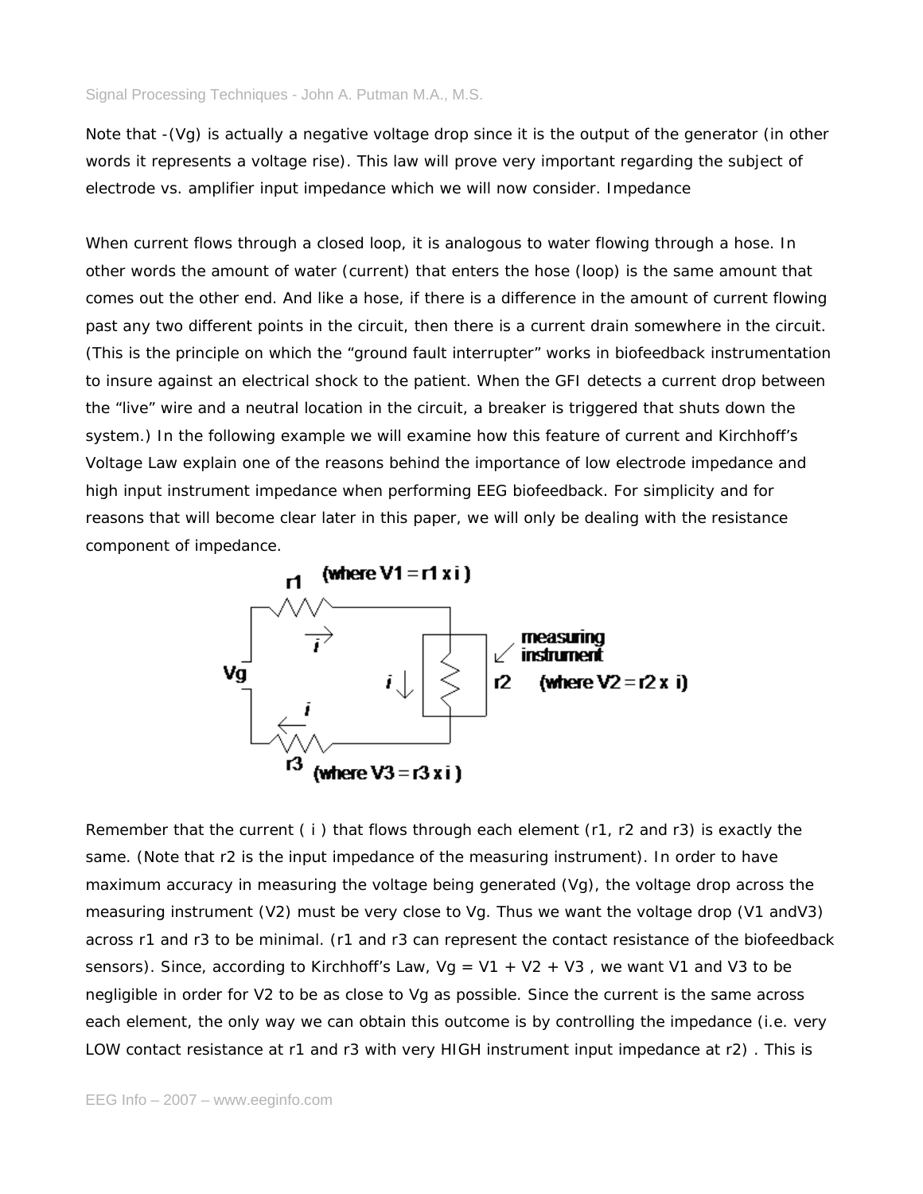Note that -(Vg) is actually a negative voltage drop since it is the output of the generator (in other words it represents a voltage rise). This law will prove very important regarding the subject of electrode vs. amplifier input impedance which we will now consider. Impedance

When current flows through a closed loop, it is analogous to water flowing through a hose. In other words the amount of water (current) that enters the hose (loop) is the same amount that comes out the other end. And like a hose, if there is a difference in the amount of current flowing past any two different points in the circuit, then there is a current drain somewhere in the circuit. (This is the principle on which the "ground fault interrupter" works in biofeedback instrumentation to insure against an electrical shock to the patient. When the GFI detects a current drop between the "live" wire and a neutral location in the circuit, a breaker is triggered that shuts down the system.) In the following example we will examine how this feature of current and Kirchhoff's Voltage Law explain one of the reasons behind the importance of low electrode impedance and high input instrument impedance when performing EEG biofeedback. For simplicity and for reasons that will become clear later in this paper, we will only be dealing with the resistance component of impedance.

r1 (where V1 = r1 x i)

measuring instrument

Vg

r2 (where V2 = r2 x i)

r3 (where V3 = r3 x i)

Remember that the current ( i ) that flows through each element (r1, r2 and r3) is exactly the same. (Note that r2 is the input impedance of the measuring instrument). In order to have maximum accuracy in measuring the voltage being generated (Vg), the voltage drop across the measuring instrument (V2) must be very close to Vg. Thus we want the voltage drop (V1 andV3) across r1 and r3 to be minimal. (r1 and r3 can represent the contact resistance of the biofeedback sensors). Since, according to Kirchhoff's Law, Vg = V1 + V2 + V3 , we want V1 and V3 to be negligible in order for V2 to be as close to Vg as possible. Since the current is the same across each element, the only way we can obtain this outcome is by controlling the impedance (i.e. very LOW contact resistance at r1 and r3 with very HIGH instrument input impedance at r2) . This is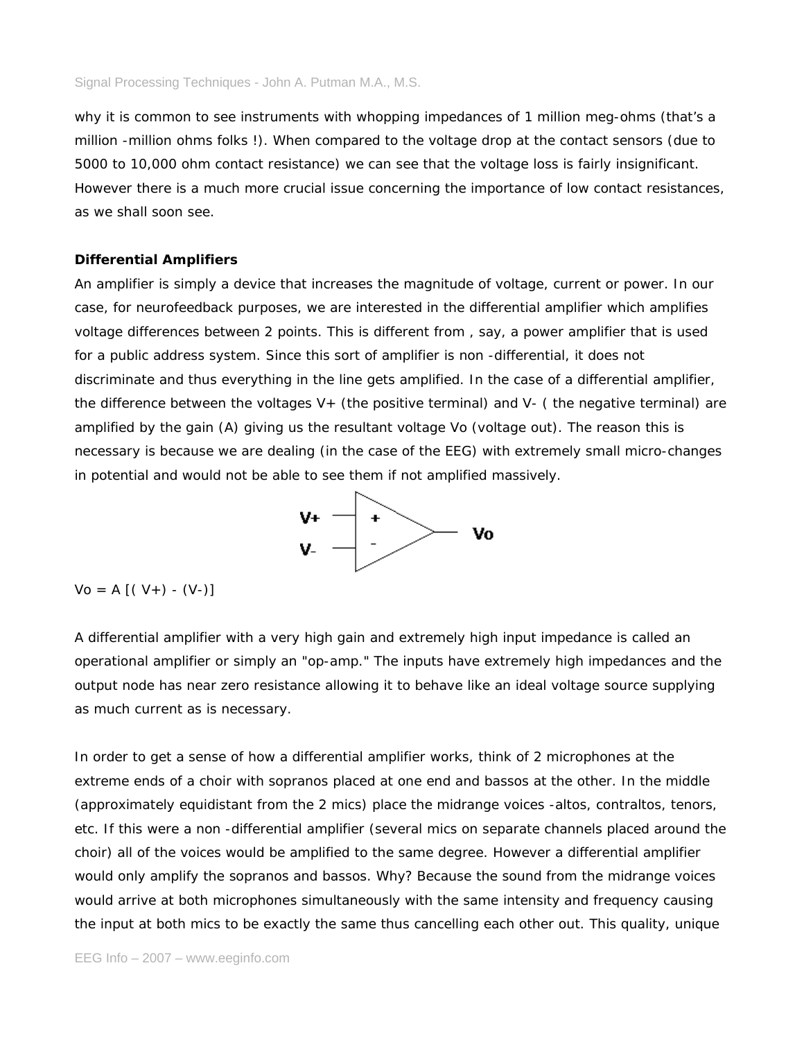why it is common to see instruments with whopping impedances of 1 million meg-ohms (that's a million -million ohms folks !). When compared to the voltage drop at the contact sensors (due to 5000 to 10,000 ohm contact resistance) we can see that the voltage loss is fairly insignificant. However there is a much more crucial issue concerning the importance of low contact resistances, as we shall soon see.

**Differential Amplifiers**

An amplifier is simply a device that increases the magnitude of voltage, current or power. In our case, for neurofeedback purposes, we are interested in the differential amplifier which amplifies voltage differences between 2 points. This is different from , say, a power amplifier that is used for a public address system. Since this sort of amplifier is non -differential, it does not discriminate and thus everything in the line gets amplified. In the case of a differential amplifier, the difference between the voltages V+ (the positive terminal) and V- ( the negative terminal) are amplified by the gain (A) giving us the resultant voltage Vo (voltage out). The reason this is necessary is because we are dealing (in the case of the EEG) with extremely small micro-changes in potential and would not be able to see them if not amplified massively.

$$V_o = A\,[(V+) - (V-)]$$

A differential amplifier with a very high gain and extremely high input impedance is called an operational amplifier or simply an "op-amp." The inputs have extremely high impedances and the output node has near zero resistance allowing it to behave like an ideal voltage source supplying as much current as is necessary.

In order to get a sense of how a differential amplifier works, think of 2 microphones at the extreme ends of a choir with sopranos placed at one end and bassos at the other. In the middle (approximately equidistant from the 2 mics) place the midrange voices -altos, contraltos, tenors, etc. If this were a non -differential amplifier (several mics on separate channels placed around the choir) all of the voices would be amplified to the same degree. However a differential amplifier would only amplify the sopranos and bassos. Why? Because the sound from the midrange voices would arrive at both microphones simultaneously with the same intensity and frequency causing the input at both mics to be exactly the same thus cancelling each other out. This quality, unique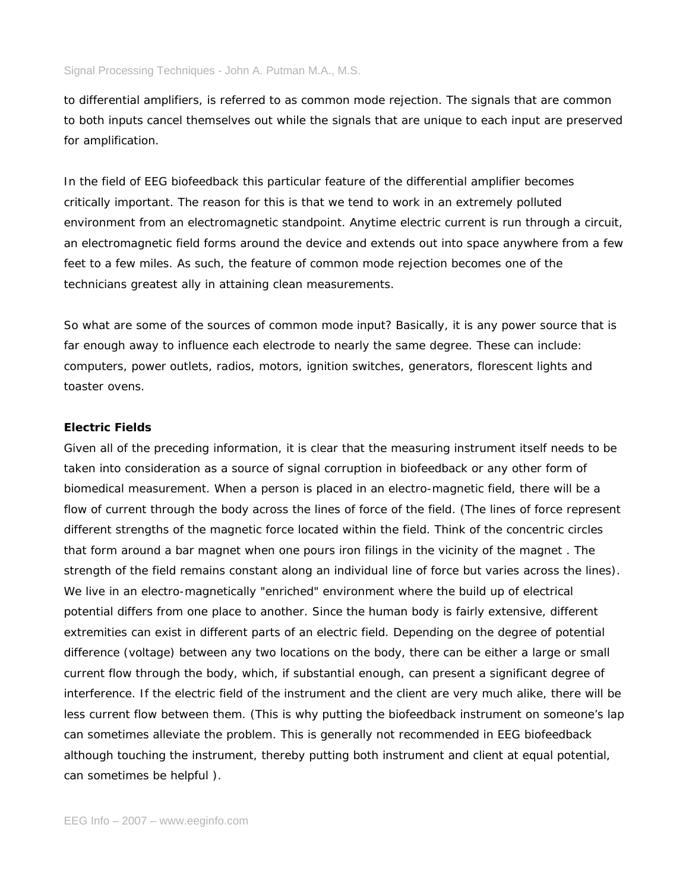to differential amplifiers, is referred to as common mode rejection. The signals that are common to both inputs cancel themselves out while the signals that are unique to each input are preserved for amplification.

In the field of EEG biofeedback this particular feature of the differential amplifier becomes critically important. The reason for this is that we tend to work in an extremely polluted environment from an electromagnetic standpoint. Anytime electric current is run through a circuit, an electromagnetic field forms around the device and extends out into space anywhere from a few feet to a few miles. As such, the feature of common mode rejection becomes one of the technicians greatest ally in attaining clean measurements.

So what are some of the sources of common mode input? Basically, it is any power source that is far enough away to influence each electrode to nearly the same degree. These can include: computers, power outlets, radios, motors, ignition switches, generators, florescent lights and toaster ovens.

**Electric Fields**

Given all of the preceding information, it is clear that the measuring instrument itself needs to be taken into consideration as a source of signal corruption in biofeedback or any other form of biomedical measurement. When a person is placed in an electro-magnetic field, there will be a flow of current through the body across the lines of force of the field. (The lines of force represent different strengths of the magnetic force located within the field. Think of the concentric circles that form around a bar magnet when one pours iron filings in the vicinity of the magnet . The strength of the field remains constant along an individual line of force but varies across the lines). We live in an electro-magnetically "enriched" environment where the build up of electrical potential differs from one place to another. Since the human body is fairly extensive, different extremities can exist in different parts of an electric field. Depending on the degree of potential difference (voltage) between any two locations on the body, there can be either a large or small current flow through the body, which, if substantial enough, can present a significant degree of interference. If the electric field of the instrument and the client are very much alike, there will be less current flow between them. (This is why putting the biofeedback instrument on someone's lap can sometimes alleviate the problem. This is generally not recommended in EEG biofeedback although touching the instrument, thereby putting both instrument and client at equal potential, can sometimes be helpful ).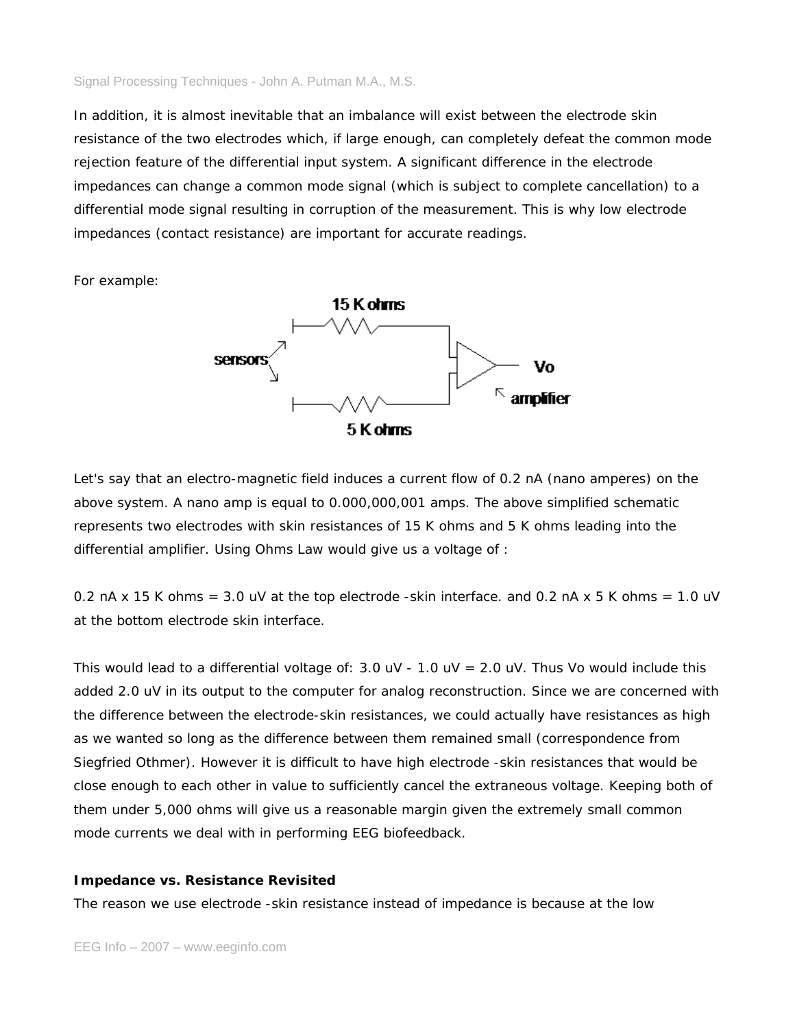In addition, it is almost inevitable that an imbalance will exist between the electrode skin resistance of the two electrodes which, if large enough, can completely defeat the common mode rejection feature of the differential input system. A significant difference in the electrode impedances can change a common mode signal (which is subject to complete cancellation) to a differential mode signal resulting in corruption of the measurement. This is why low electrode impedances (contact resistance) are important for accurate readings.

For example:

Let's say that an electro-magnetic field induces a current flow of 0.2 nA (nano amperes) on the above system. A nano amp is equal to 0.000,000,001 amps. The above simplified schematic represents two electrodes with skin resistances of 15 K ohms and 5 K ohms leading into the differential amplifier. Using Ohms Law would give us a voltage of :

0.2 nA x 15 K ohms = 3.0 uV at the top electrode -skin interface. and 0.2 nA x 5 K ohms = 1.0 uV at the bottom electrode skin interface.

This would lead to a differential voltage of: 3.0 uV - 1.0 uV = 2.0 uV. Thus Vo would include this added 2.0 uV in its output to the computer for analog reconstruction. Since we are concerned with the difference between the electrode-skin resistances, we could actually have resistances as high as we wanted so long as the difference between them remained small (correspondence from Siegfried Othmer). However it is difficult to have high electrode -skin resistances that would be close enough to each other in value to sufficiently cancel the extraneous voltage. Keeping both of them under 5,000 ohms will give us a reasonable margin given the extremely small common mode currents we deal with in performing EEG biofeedback.

**Impedance vs. Resistance Revisited**

The reason we use electrode -skin resistance instead of impedance is because at the low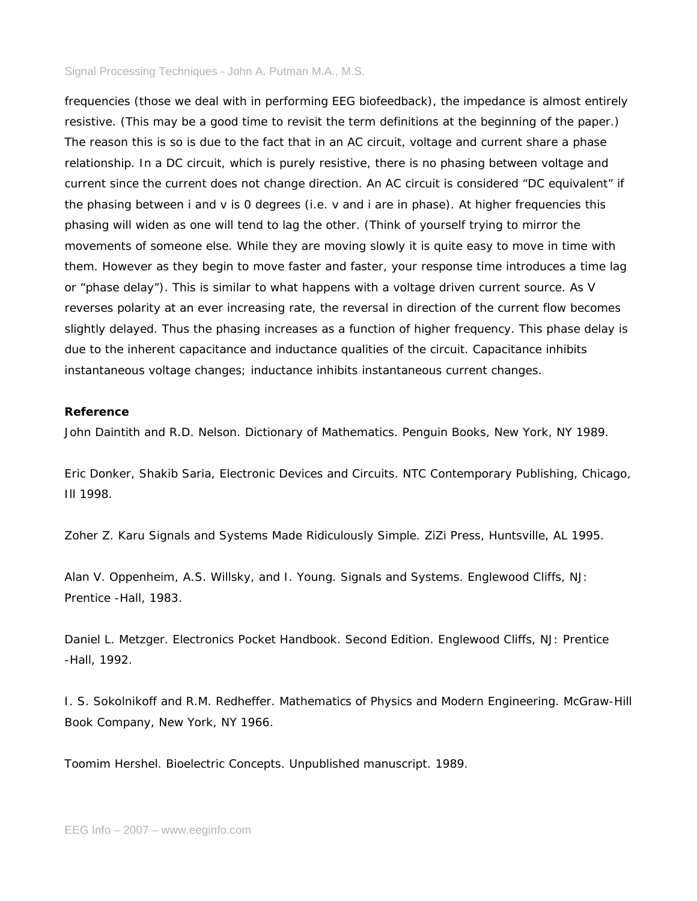frequencies (those we deal with in performing EEG biofeedback), the impedance is almost entirely resistive. (This may be a good time to revisit the term definitions at the beginning of the paper.) The reason this is so is due to the fact that in an AC circuit, voltage and current share a phase relationship. In a DC circuit, which is purely resistive, there is no phasing between voltage and current since the current does not change direction. An AC circuit is considered "DC equivalent" if the phasing between i and v is 0 degrees (i.e. v and i are in phase). At higher frequencies this phasing will widen as one will tend to lag the other. (Think of yourself trying to mirror the movements of someone else. While they are moving slowly it is quite easy to move in time with them. However as they begin to move faster and faster, your response time introduces a time lag or "phase delay"). This is similar to what happens with a voltage driven current source. As V reverses polarity at an ever increasing rate, the reversal in direction of the current flow becomes slightly delayed. Thus the phasing increases as a function of higher frequency. This phase delay is due to the inherent capacitance and inductance qualities of the circuit. Capacitance inhibits instantaneous voltage changes; inductance inhibits instantaneous current changes.

**Reference**

John Daintith and R.D. Nelson. Dictionary of Mathematics. Penguin Books, New York, NY 1989.

Eric Donker, Shakib Saria, Electronic Devices and Circuits. NTC Contemporary Publishing, Chicago, Ill 1998.

Zoher Z. Karu Signals and Systems Made Ridiculously Simple. ZiZi Press, Huntsville, AL 1995.

Alan V. Oppenheim, A.S. Willsky, and I. Young. Signals and Systems. Englewood Cliffs, NJ: Prentice -Hall, 1983.

Daniel L. Metzger. Electronics Pocket Handbook. Second Edition. Englewood Cliffs, NJ: Prentice -Hall, 1992.

I. S. Sokolnikoff and R.M. Redheffer. Mathematics of Physics and Modern Engineering. McGraw-Hill Book Company, New York, NY 1966.

Toomim Hershel. Bioelectric Concepts. Unpublished manuscript. 1989.